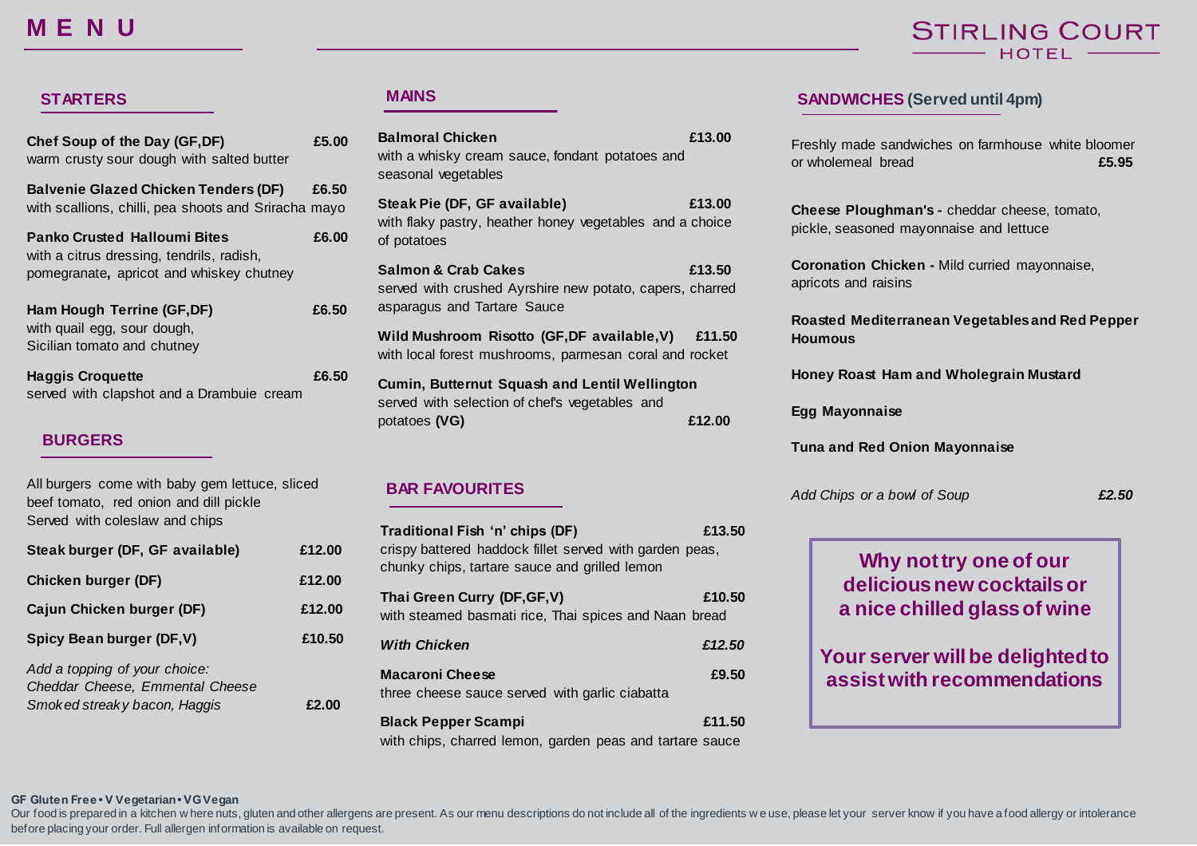# MENU

STIRLING COURT HOTEL

## STARTERS

**Chef Soup of the Day (GF,DF)** **£5.00**
warm crusty sour dough with salted butter

**Balvenie Glazed Chicken Tenders (DF)** **£6.50**
with scallions, chilli, pea shoots and Sriracha mayo

**Panko Crusted Halloumi Bites** **£6.00**
with a citrus dressing, tendrils, radish, pomegranate**,** apricot and whiskey chutney

**Ham Hough Terrine (GF,DF)** **£6.50**
with quail egg, sour dough, Sicilian tomato and chutney

**Haggis Croquette** **£6.50**
served with clapshot and a Drambuie cream

## BURGERS

All burgers come with baby gem lettuce, sliced beef tomato, red onion and dill pickle
Served with coleslaw and chips

**Steak burger (DF, GF available)** **£12.00**

**Chicken burger (DF)** **£12.00**

**Cajun Chicken burger (DF)** **£12.00**

**Spicy Bean burger (DF,V)** **£10.50**

*Add a topping of your choice:*
*Cheddar Cheese, Emmental Cheese*
*Smoked streaky bacon, Haggis* **£2.00**

## MAINS

**Balmoral Chicken** **£13.00**
with a whisky cream sauce, fondant potatoes and seasonal vegetables

**Steak Pie (DF, GF available)** **£13.00**
with flaky pastry, heather honey vegetables and a choice of potatoes

**Salmon & Crab Cakes** **£13.50**
served with crushed Ayrshire new potato, capers, charred asparagus and Tartare Sauce

**Wild Mushroom Risotto (GF,DF available,V)** **£11.50**
with local forest mushrooms, parmesan coral and rocket

**Cumin, Butternut Squash and Lentil Wellington**
served with selection of chef's vegetables and potatoes **(VG)** **£12.00**

## BAR FAVOURITES

**Traditional Fish 'n' chips (DF)** **£13.50**
crispy battered haddock fillet served with garden peas, chunky chips, tartare sauce and grilled lemon

**Thai Green Curry (DF,GF,V)** **£10.50**
with steamed basmati rice, Thai spices and Naan bread

***With Chicken*** ***£12.50***

**Macaroni Cheese** **£9.50**
three cheese sauce served with garlic ciabatta

**Black Pepper Scampi** **£11.50**
with chips, charred lemon, garden peas and tartare sauce

## SANDWICHES (Served until 4pm)

Freshly made sandwiches on farmhouse white bloomer or wholemeal bread **£5.95**

**Cheese Ploughman's -** cheddar cheese, tomato, pickle, seasoned mayonnaise and lettuce

**Coronation Chicken -** Mild curried mayonnaise, apricots and raisins

**Roasted Mediterranean Vegetables and Red Pepper Houmous**

**Honey Roast Ham and Wholegrain Mustard**

**Egg Mayonnaise**

**Tuna and Red Onion Mayonnaise**

*Add Chips or a bowl of Soup* ***£2.50***

**Why not try one of our delicious new cocktails or a nice chilled glass of wine**

**Your server will be delighted to assist with recommendations**

**GF Gluten Free • V Vegetarian • VG Vegan**

Our food is prepared in a kitchen where nuts, gluten and other allergens are present. As our menu descriptions do not include all of the ingredients we use, please let your server know if you have a food allergy or intolerance before placing your order. Full allergen information is available on request.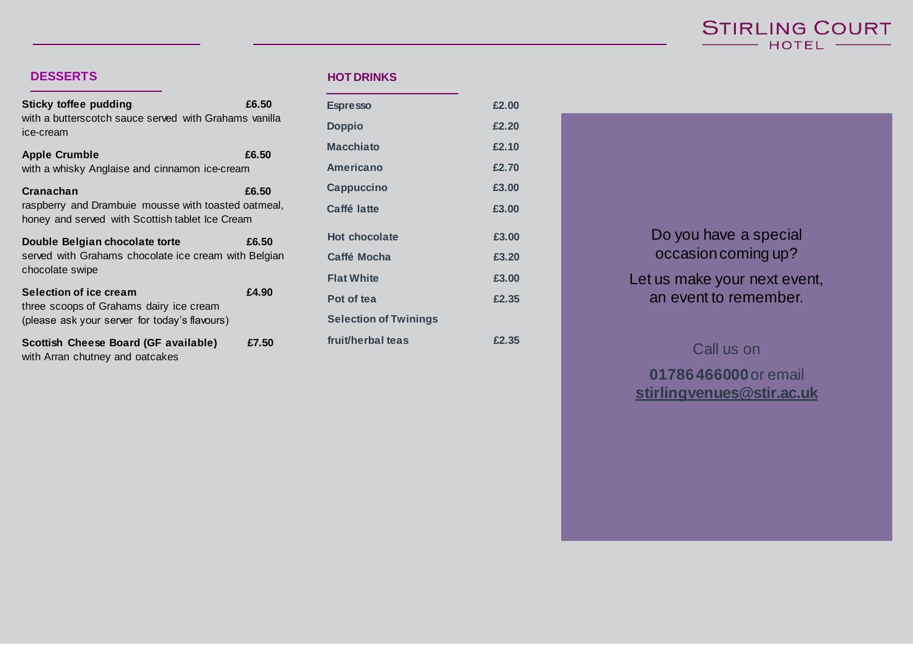STIRLING COURT HOTEL

## DESSERTS

**Sticky toffee pudding** **£6.50**
with a butterscotch sauce served with Grahams vanilla ice-cream

**Apple Crumble** **£6.50**
with a whisky Anglaise and cinnamon ice-cream

**Cranachan** **£6.50**
raspberry and Drambuie mousse with toasted oatmeal, honey and served with Scottish tablet Ice Cream

**Double Belgian chocolate torte** **£6.50**
served with Grahams chocolate ice cream with Belgian chocolate swipe

**Selection of ice cream** **£4.90**
three scoops of Grahams dairy ice cream
(please ask your server for today's flavours)

**Scottish Cheese Board (GF available)** **£7.50**
with Arran chutney and oatcakes

## HOT DRINKS

| | |
|---|---|
| **Espresso** | **£2.00** |
| **Doppio** | **£2.20** |
| **Macchiato** | **£2.10** |
| **Americano** | **£2.70** |
| **Cappuccino** | **£3.00** |
| **Caffé latte** | **£3.00** |
| **Hot chocolate** | **£3.00** |
| **Caffé Mocha** | **£3.20** |
| **Flat White** | **£3.00** |
| **Pot of tea** | **£2.35** |
| **Selection of Twinings fruit/herbal teas** | **£2.35** |

Do you have a special occasion coming up?

Let us make your next event, an event to remember.

Call us on

**01786 466000** or email **stirlingvenues@stir.ac.uk**